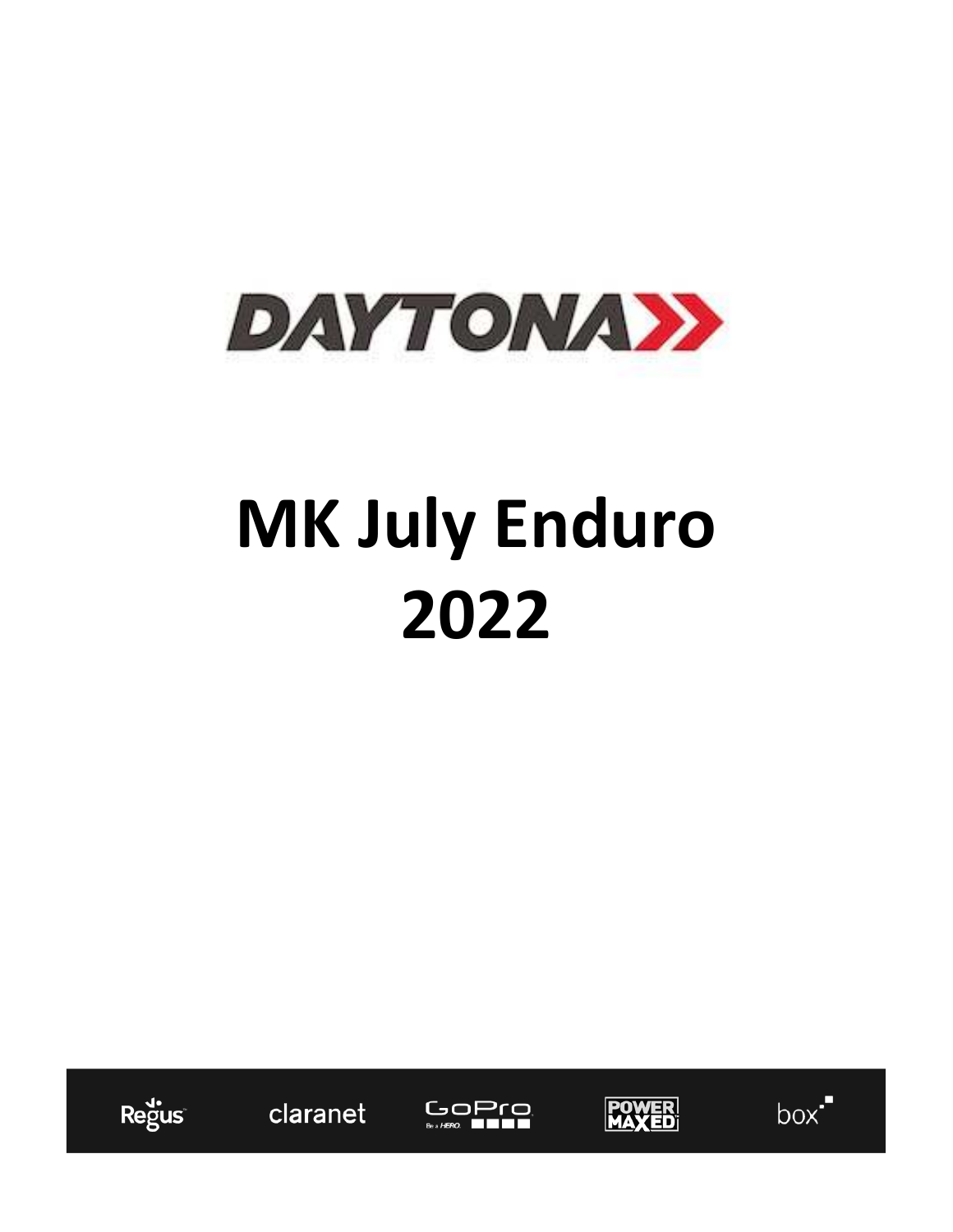DAYTONA

# MK July Enduro 2022

Regus claranet GoPro POWER MAXED box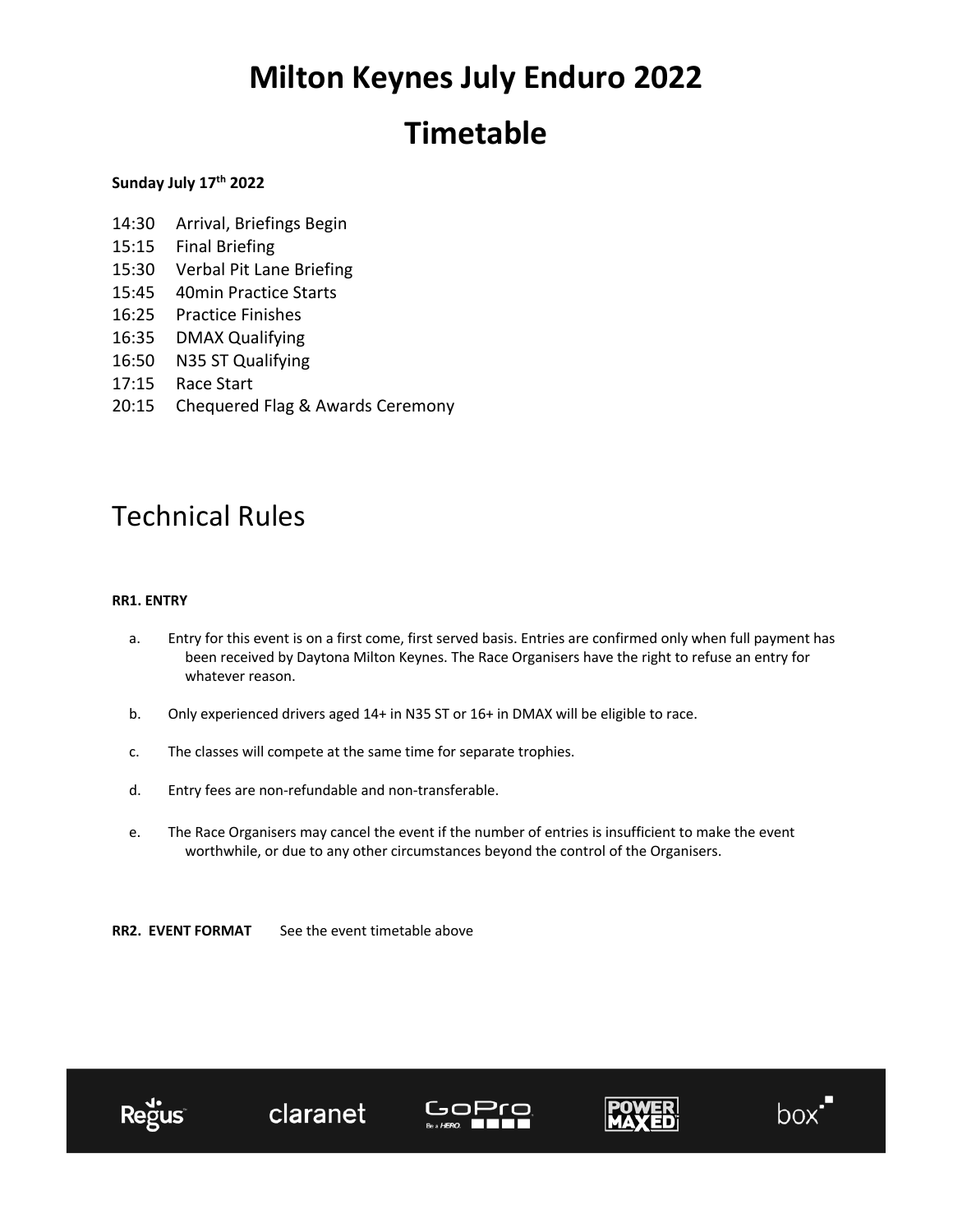# Milton Keynes July Enduro 2022

# Timetable

**Sunday July 17th 2022**

14:30 Arrival, Briefings Begin
15:15 Final Briefing
15:30 Verbal Pit Lane Briefing
15:45 40min Practice Starts
16:25 Practice Finishes
16:35 DMAX Qualifying
16:50 N35 ST Qualifying
17:15 Race Start
20:15 Chequered Flag & Awards Ceremony

## Technical Rules

**RR1. ENTRY**

a. Entry for this event is on a first come, first served basis. Entries are confirmed only when full payment has been received by Daytona Milton Keynes. The Race Organisers have the right to refuse an entry for whatever reason.

b. Only experienced drivers aged 14+ in N35 ST or 16+ in DMAX will be eligible to race.

c. The classes will compete at the same time for separate trophies.

d. Entry fees are non-refundable and non-transferable.

e. The Race Organisers may cancel the event if the number of entries is insufficient to make the event worthwhile, or due to any other circumstances beyond the control of the Organisers.

**RR2. EVENT FORMAT** See the event timetable above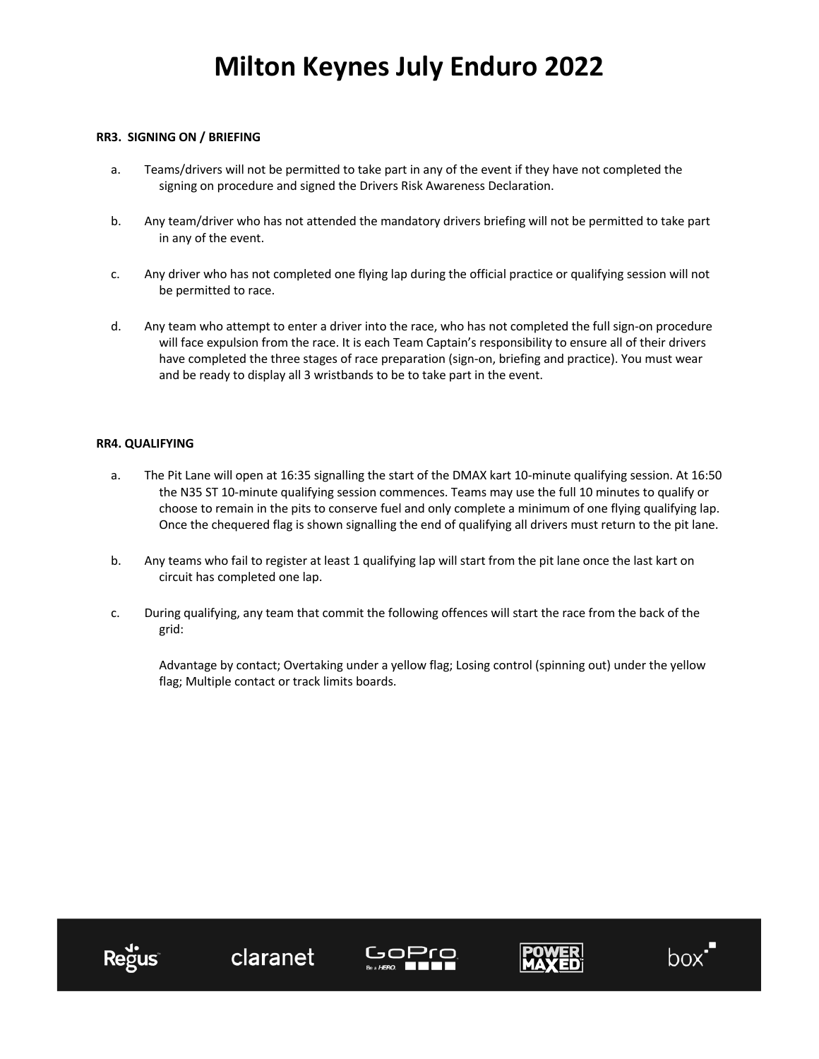# Milton Keynes July Enduro 2022

**RR3. SIGNING ON / BRIEFING**

a. Teams/drivers will not be permitted to take part in any of the event if they have not completed the signing on procedure and signed the Drivers Risk Awareness Declaration.

b. Any team/driver who has not attended the mandatory drivers briefing will not be permitted to take part in any of the event.

c. Any driver who has not completed one flying lap during the official practice or qualifying session will not be permitted to race.

d. Any team who attempt to enter a driver into the race, who has not completed the full sign-on procedure will face expulsion from the race. It is each Team Captain's responsibility to ensure all of their drivers have completed the three stages of race preparation (sign-on, briefing and practice). You must wear and be ready to display all 3 wristbands to be to take part in the event.

**RR4. QUALIFYING**

a. The Pit Lane will open at 16:35 signalling the start of the DMAX kart 10-minute qualifying session. At 16:50 the N35 ST 10-minute qualifying session commences. Teams may use the full 10 minutes to qualify or choose to remain in the pits to conserve fuel and only complete a minimum of one flying qualifying lap. Once the chequered flag is shown signalling the end of qualifying all drivers must return to the pit lane.

b. Any teams who fail to register at least 1 qualifying lap will start from the pit lane once the last kart on circuit has completed one lap.

c. During qualifying, any team that commit the following offences will start the race from the back of the grid:

Advantage by contact; Overtaking under a yellow flag; Losing control (spinning out) under the yellow flag; Multiple contact or track limits boards.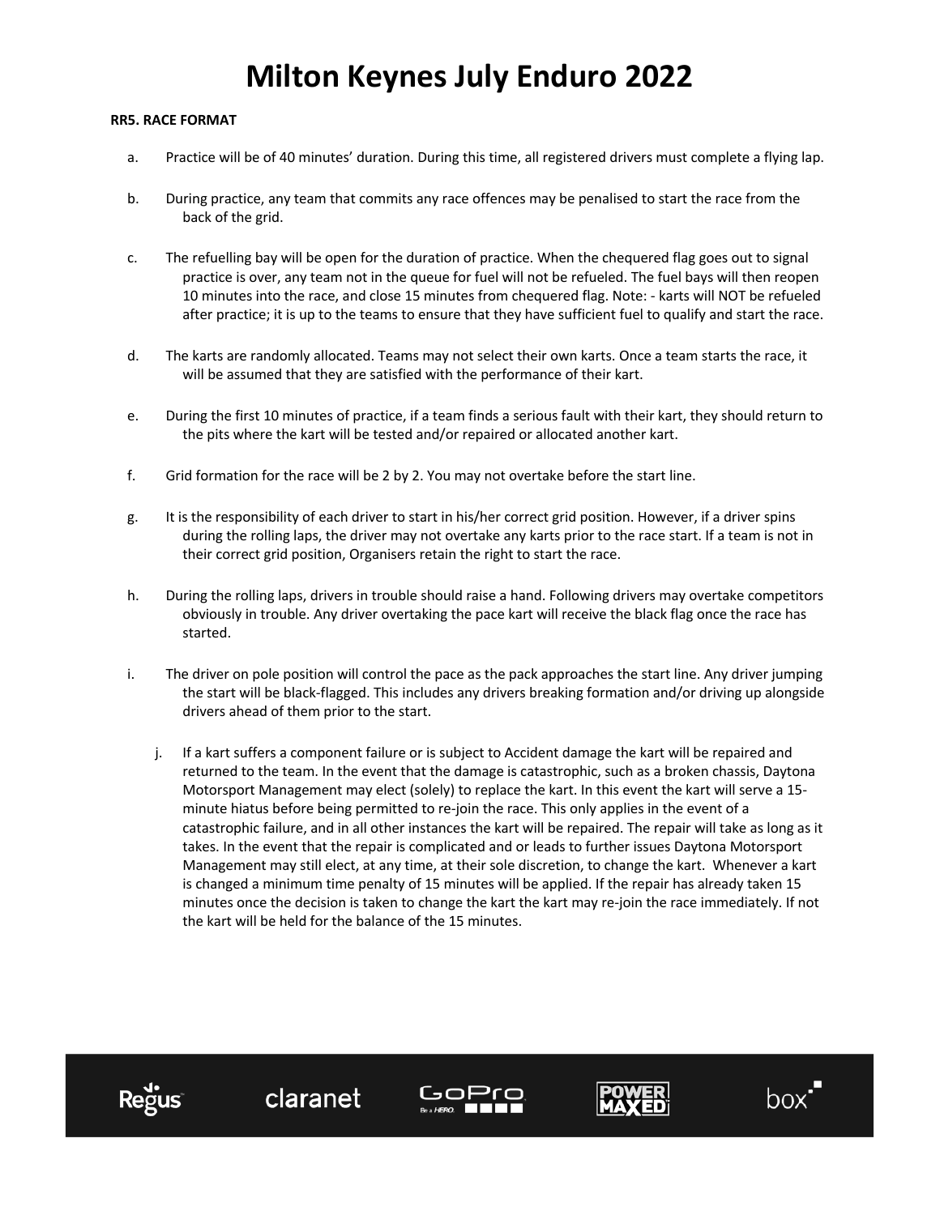# Milton Keynes July Enduro 2022

**RR5. RACE FORMAT**

a. Practice will be of 40 minutes' duration. During this time, all registered drivers must complete a flying lap.

b. During practice, any team that commits any race offences may be penalised to start the race from the back of the grid.

c. The refuelling bay will be open for the duration of practice. When the chequered flag goes out to signal practice is over, any team not in the queue for fuel will not be refueled. The fuel bays will then reopen 10 minutes into the race, and close 15 minutes from chequered flag. Note: - karts will NOT be refueled after practice; it is up to the teams to ensure that they have sufficient fuel to qualify and start the race.

d. The karts are randomly allocated. Teams may not select their own karts. Once a team starts the race, it will be assumed that they are satisfied with the performance of their kart.

e. During the first 10 minutes of practice, if a team finds a serious fault with their kart, they should return to the pits where the kart will be tested and/or repaired or allocated another kart.

f. Grid formation for the race will be 2 by 2. You may not overtake before the start line.

g. It is the responsibility of each driver to start in his/her correct grid position. However, if a driver spins during the rolling laps, the driver may not overtake any karts prior to the race start. If a team is not in their correct grid position, Organisers retain the right to start the race.

h. During the rolling laps, drivers in trouble should raise a hand. Following drivers may overtake competitors obviously in trouble. Any driver overtaking the pace kart will receive the black flag once the race has started.

i. The driver on pole position will control the pace as the pack approaches the start line. Any driver jumping the start will be black-flagged. This includes any drivers breaking formation and/or driving up alongside drivers ahead of them prior to the start.

j. If a kart suffers a component failure or is subject to Accident damage the kart will be repaired and returned to the team. In the event that the damage is catastrophic, such as a broken chassis, Daytona Motorsport Management may elect (solely) to replace the kart. In this event the kart will serve a 15-minute hiatus before being permitted to re-join the race. This only applies in the event of a catastrophic failure, and in all other instances the kart will be repaired. The repair will take as long as it takes. In the event that the repair is complicated and or leads to further issues Daytona Motorsport Management may still elect, at any time, at their sole discretion, to change the kart. Whenever a kart is changed a minimum time penalty of 15 minutes will be applied. If the repair has already taken 15 minutes once the decision is taken to change the kart the kart may re-join the race immediately. If not the kart will be held for the balance of the 15 minutes.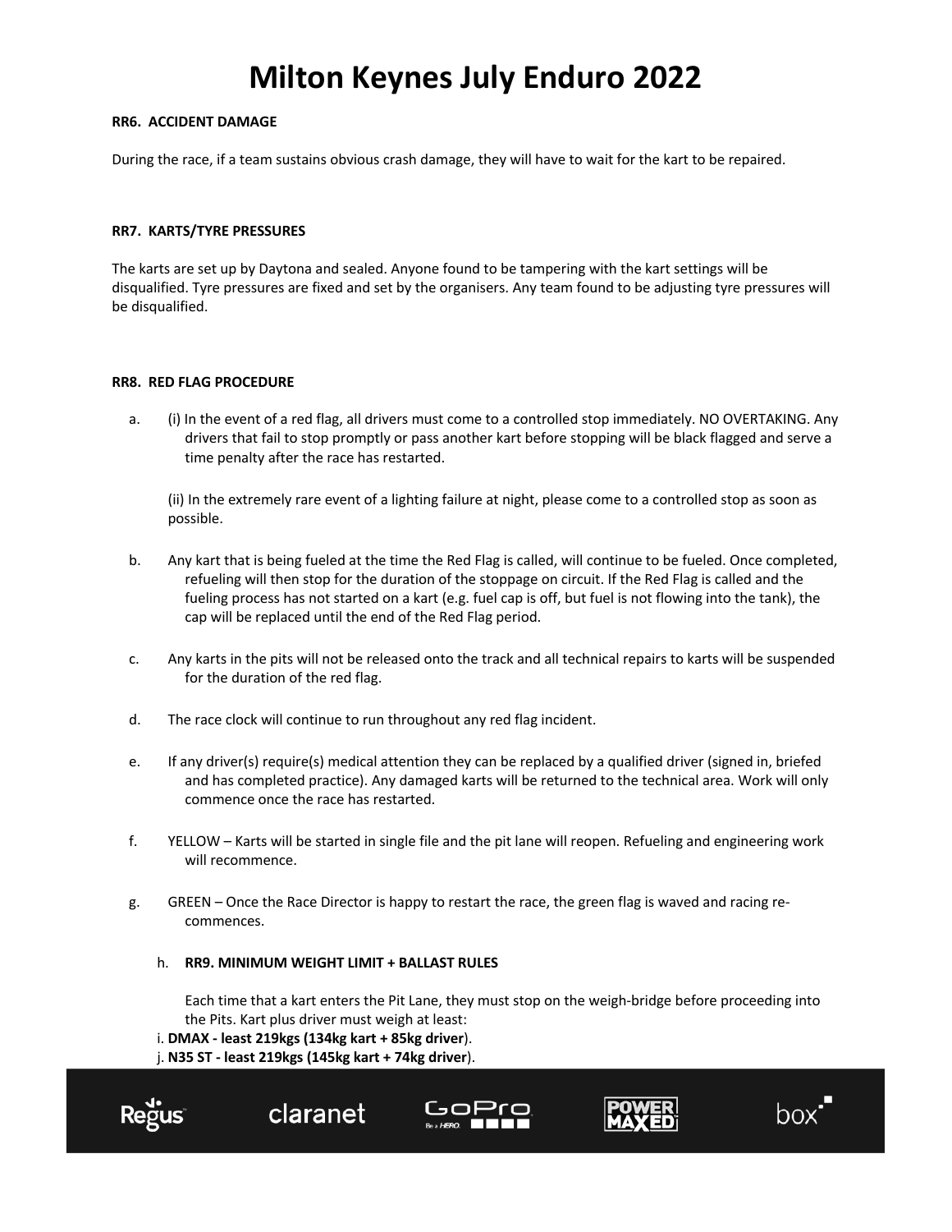# Milton Keynes July Enduro 2022

**RR6. ACCIDENT DAMAGE**

During the race, if a team sustains obvious crash damage, they will have to wait for the kart to be repaired.

**RR7. KARTS/TYRE PRESSURES**

The karts are set up by Daytona and sealed. Anyone found to be tampering with the kart settings will be disqualified. Tyre pressures are fixed and set by the organisers. Any team found to be adjusting tyre pressures will be disqualified.

**RR8. RED FLAG PROCEDURE**

a. (i) In the event of a red flag, all drivers must come to a controlled stop immediately. NO OVERTAKING. Any drivers that fail to stop promptly or pass another kart before stopping will be black flagged and serve a time penalty after the race has restarted.

   (ii) In the extremely rare event of a lighting failure at night, please come to a controlled stop as soon as possible.

b. Any kart that is being fueled at the time the Red Flag is called, will continue to be fueled. Once completed, refueling will then stop for the duration of the stoppage on circuit. If the Red Flag is called and the fueling process has not started on a kart (e.g. fuel cap is off, but fuel is not flowing into the tank), the cap will be replaced until the end of the Red Flag period.

c. Any karts in the pits will not be released onto the track and all technical repairs to karts will be suspended for the duration of the red flag.

d. The race clock will continue to run throughout any red flag incident.

e. If any driver(s) require(s) medical attention they can be replaced by a qualified driver (signed in, briefed and has completed practice). Any damaged karts will be returned to the technical area. Work will only commence once the race has restarted.

f. YELLOW – Karts will be started in single file and the pit lane will reopen. Refueling and engineering work will recommence.

g. GREEN – Once the Race Director is happy to restart the race, the green flag is waved and racing re-commences.

h. **RR9. MINIMUM WEIGHT LIMIT + BALLAST RULES**

Each time that a kart enters the Pit Lane, they must stop on the weigh-bridge before proceeding into the Pits. Kart plus driver must weigh at least:

i. **DMAX - least 219kgs (134kg kart + 85kg driver**).

j. **N35 ST - least 219kgs (145kg kart + 74kg driver**).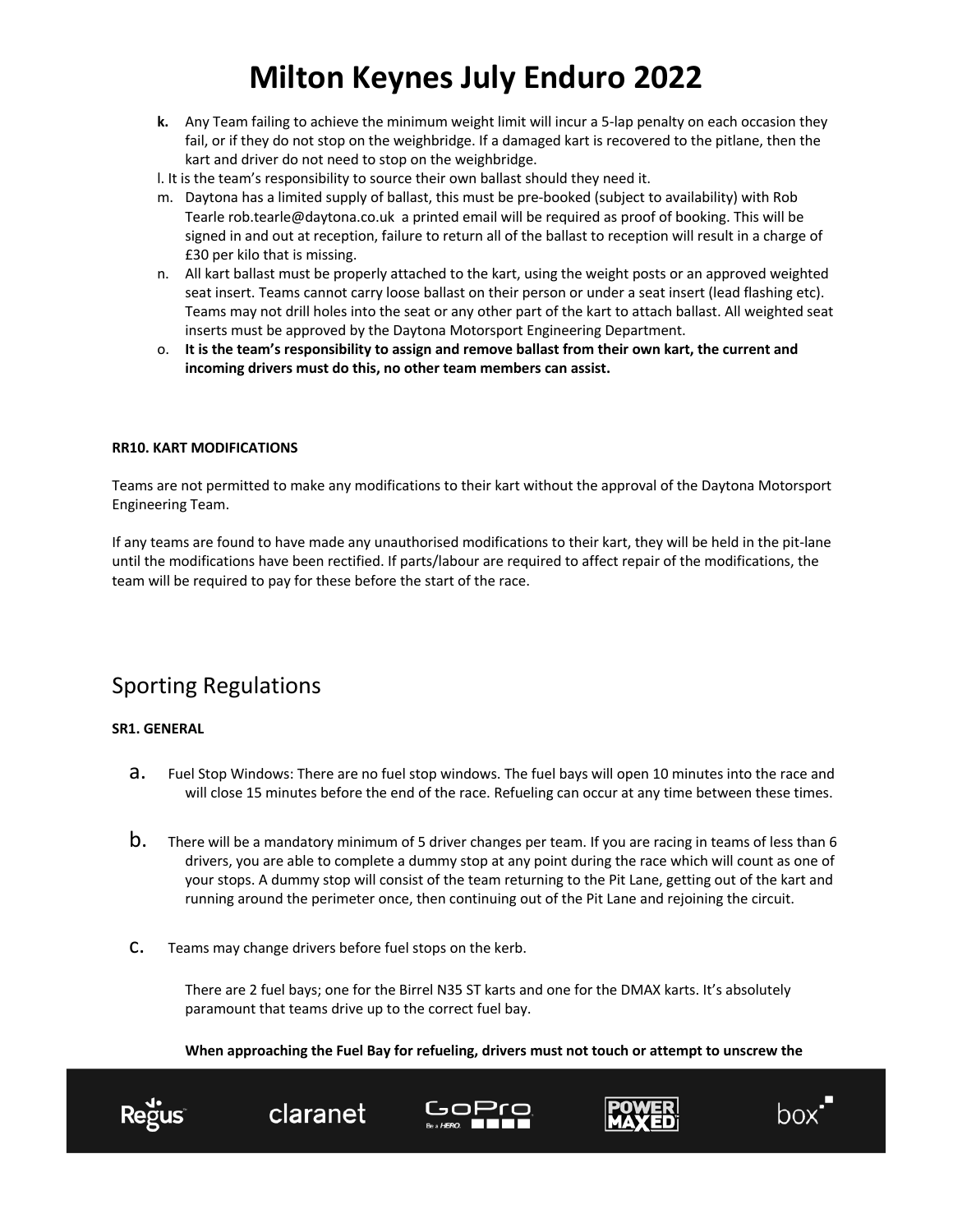k. Any Team failing to achieve the minimum weight limit will incur a 5-lap penalty on each occasion they fail, or if they do not stop on the weighbridge. If a damaged kart is recovered to the pitlane, then the kart and driver do not need to stop on the weighbridge.

l. It is the team's responsibility to source their own ballast should they need it.

m. Daytona has a limited supply of ballast, this must be pre-booked (subject to availability) with Rob Tearle rob.tearle@daytona.co.uk a printed email will be required as proof of booking. This will be signed in and out at reception, failure to return all of the ballast to reception will result in a charge of £30 per kilo that is missing.

n. All kart ballast must be properly attached to the kart, using the weight posts or an approved weighted seat insert. Teams cannot carry loose ballast on their person or under a seat insert (lead flashing etc). Teams may not drill holes into the seat or any other part of the kart to attach ballast. All weighted seat inserts must be approved by the Daytona Motorsport Engineering Department.

o. **It is the team's responsibility to assign and remove ballast from their own kart, the current and incoming drivers must do this, no other team members can assist.**

**RR10. KART MODIFICATIONS**

Teams are not permitted to make any modifications to their kart without the approval of the Daytona Motorsport Engineering Team.

If any teams are found to have made any unauthorised modifications to their kart, they will be held in the pit-lane until the modifications have been rectified. If parts/labour are required to affect repair of the modifications, the team will be required to pay for these before the start of the race.

## Sporting Regulations

**SR1. GENERAL**

a. Fuel Stop Windows: There are no fuel stop windows. The fuel bays will open 10 minutes into the race and will close 15 minutes before the end of the race. Refueling can occur at any time between these times.

b. There will be a mandatory minimum of 5 driver changes per team. If you are racing in teams of less than 6 drivers, you are able to complete a dummy stop at any point during the race which will count as one of your stops. A dummy stop will consist of the team returning to the Pit Lane, getting out of the kart and running around the perimeter once, then continuing out of the Pit Lane and rejoining the circuit.

c. Teams may change drivers before fuel stops on the kerb.

There are 2 fuel bays; one for the Birrel N35 ST karts and one for the DMAX karts. It's absolutely paramount that teams drive up to the correct fuel bay.

**When approaching the Fuel Bay for refueling, drivers must not touch or attempt to unscrew the**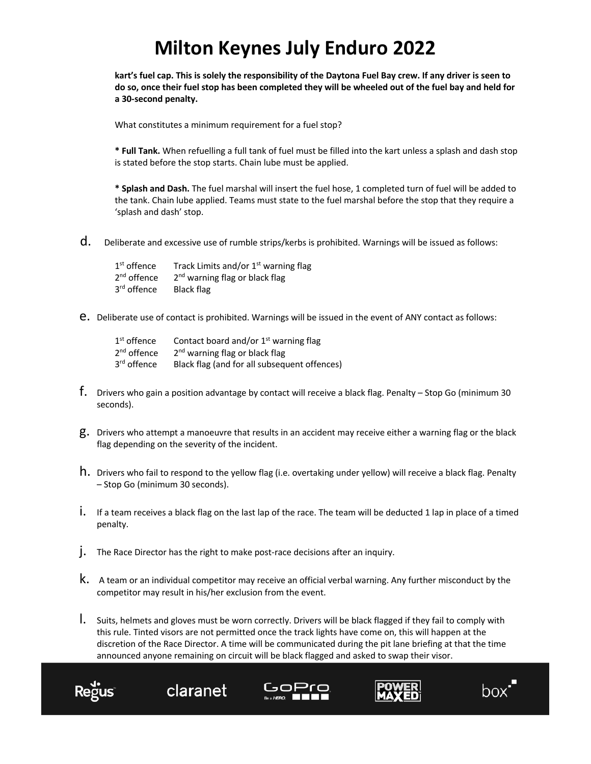**kart's fuel cap. This is solely the responsibility of the Daytona Fuel Bay crew. If any driver is seen to do so, once their fuel stop has been completed they will be wheeled out of the fuel bay and held for a 30-second penalty.**

What constitutes a minimum requirement for a fuel stop?

**\* Full Tank.** When refuelling a full tank of fuel must be filled into the kart unless a splash and dash stop is stated before the stop starts. Chain lube must be applied.

**\* Splash and Dash.** The fuel marshal will insert the fuel hose, 1 completed turn of fuel will be added to the tank. Chain lube applied. Teams must state to the fuel marshal before the stop that they require a 'splash and dash' stop.

d. Deliberate and excessive use of rumble strips/kerbs is prohibited. Warnings will be issued as follows:

| | |
|---|---|
| 1st offence | Track Limits and/or 1st warning flag |
| 2nd offence | 2nd warning flag or black flag |
| 3rd offence | Black flag |

e. Deliberate use of contact is prohibited. Warnings will be issued in the event of ANY contact as follows:

| | |
|---|---|
| 1st offence | Contact board and/or 1st warning flag |
| 2nd offence | 2nd warning flag or black flag |
| 3rd offence | Black flag (and for all subsequent offences) |

f. Drivers who gain a position advantage by contact will receive a black flag. Penalty – Stop Go (minimum 30 seconds).

g. Drivers who attempt a manoeuvre that results in an accident may receive either a warning flag or the black flag depending on the severity of the incident.

h. Drivers who fail to respond to the yellow flag (i.e. overtaking under yellow) will receive a black flag. Penalty – Stop Go (minimum 30 seconds).

i. If a team receives a black flag on the last lap of the race. The team will be deducted 1 lap in place of a timed penalty.

j. The Race Director has the right to make post-race decisions after an inquiry.

k. A team or an individual competitor may receive an official verbal warning. Any further misconduct by the competitor may result in his/her exclusion from the event.

l. Suits, helmets and gloves must be worn correctly. Drivers will be black flagged if they fail to comply with this rule. Tinted visors are not permitted once the track lights have come on, this will happen at the discretion of the Race Director. A time will be communicated during the pit lane briefing at that the time announced anyone remaining on circuit will be black flagged and asked to swap their visor.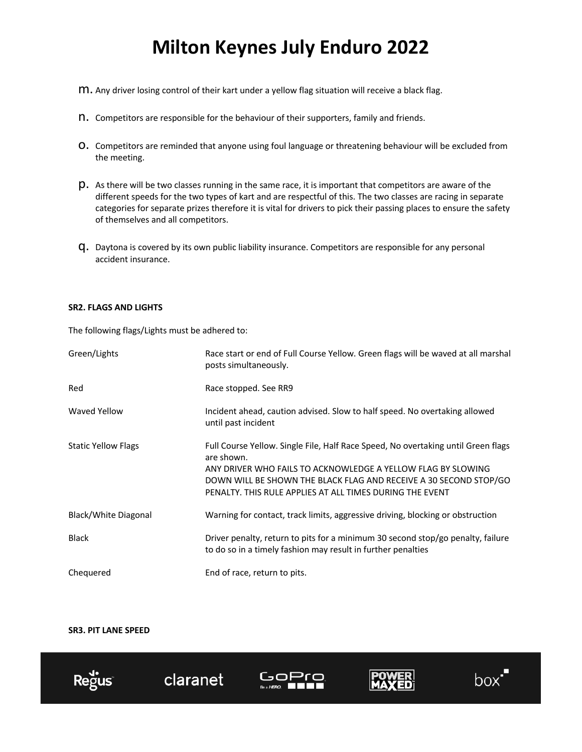# Milton Keynes July Enduro 2022

m. Any driver losing control of their kart under a yellow flag situation will receive a black flag.

n. Competitors are responsible for the behaviour of their supporters, family and friends.

o. Competitors are reminded that anyone using foul language or threatening behaviour will be excluded from the meeting.

p. As there will be two classes running in the same race, it is important that competitors are aware of the different speeds for the two types of kart and are respectful of this. The two classes are racing in separate categories for separate prizes therefore it is vital for drivers to pick their passing places to ensure the safety of themselves and all competitors.

q. Daytona is covered by its own public liability insurance. Competitors are responsible for any personal accident insurance.

**SR2. FLAGS AND LIGHTS**

The following flags/Lights must be adhered to:

| | |
|---|---|
| Green/Lights | Race start or end of Full Course Yellow. Green flags will be waved at all marshal posts simultaneously. |
| Red | Race stopped. See RR9 |
| Waved Yellow | Incident ahead, caution advised. Slow to half speed. No overtaking allowed until past incident |
| Static Yellow Flags | Full Course Yellow. Single File, Half Race Speed, No overtaking until Green flags are shown. ANY DRIVER WHO FAILS TO ACKNOWLEDGE A YELLOW FLAG BY SLOWING DOWN WILL BE SHOWN THE BLACK FLAG AND RECEIVE A 30 SECOND STOP/GO PENALTY. THIS RULE APPLIES AT ALL TIMES DURING THE EVENT |
| Black/White Diagonal | Warning for contact, track limits, aggressive driving, blocking or obstruction |
| Black | Driver penalty, return to pits for a minimum 30 second stop/go penalty, failure to do so in a timely fashion may result in further penalties |
| Chequered | End of race, return to pits. |

**SR3. PIT LANE SPEED**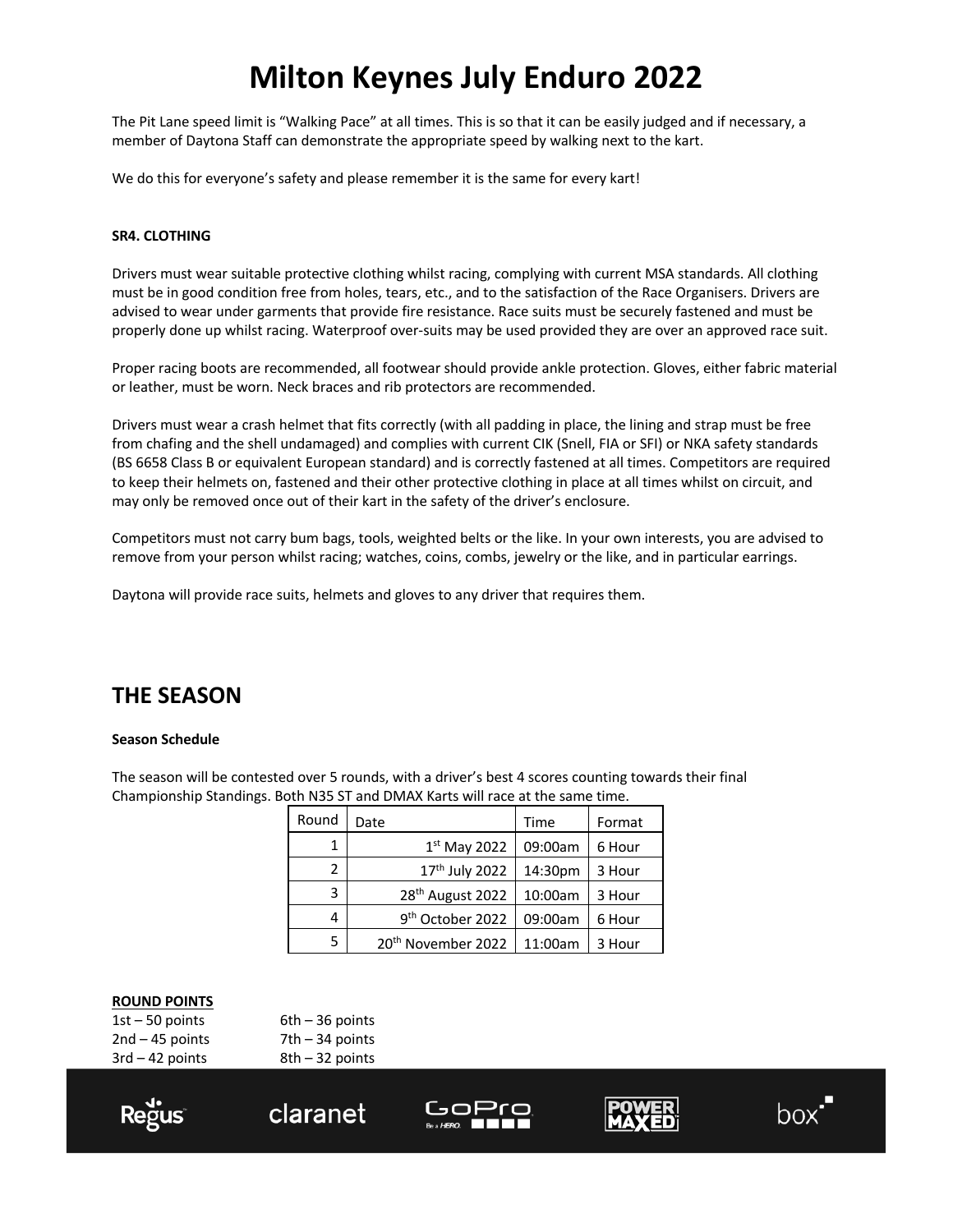# Milton Keynes July Enduro 2022

The Pit Lane speed limit is "Walking Pace" at all times. This is so that it can be easily judged and if necessary, a member of Daytona Staff can demonstrate the appropriate speed by walking next to the kart.

We do this for everyone's safety and please remember it is the same for every kart!

**SR4. CLOTHING**

Drivers must wear suitable protective clothing whilst racing, complying with current MSA standards. All clothing must be in good condition free from holes, tears, etc., and to the satisfaction of the Race Organisers. Drivers are advised to wear under garments that provide fire resistance. Race suits must be securely fastened and must be properly done up whilst racing. Waterproof over-suits may be used provided they are over an approved race suit.

Proper racing boots are recommended, all footwear should provide ankle protection. Gloves, either fabric material or leather, must be worn. Neck braces and rib protectors are recommended.

Drivers must wear a crash helmet that fits correctly (with all padding in place, the lining and strap must be free from chafing and the shell undamaged) and complies with current CIK (Snell, FIA or SFI) or NKA safety standards (BS 6658 Class B or equivalent European standard) and is correctly fastened at all times. Competitors are required to keep their helmets on, fastened and their other protective clothing in place at all times whilst on circuit, and may only be removed once out of their kart in the safety of the driver's enclosure.

Competitors must not carry bum bags, tools, weighted belts or the like. In your own interests, you are advised to remove from your person whilst racing; watches, coins, combs, jewelry or the like, and in particular earrings.

Daytona will provide race suits, helmets and gloves to any driver that requires them.

## THE SEASON

**Season Schedule**

The season will be contested over 5 rounds, with a driver's best 4 scores counting towards their final Championship Standings. Both N35 ST and DMAX Karts will race at the same time.

| Round | Date | Time | Format |
|---|---|---|---|
| 1 | 1st May 2022 | 09:00am | 6 Hour |
| 2 | 17th July 2022 | 14:30pm | 3 Hour |
| 3 | 28th August 2022 | 10:00am | 3 Hour |
| 4 | 9th October 2022 | 09:00am | 6 Hour |
| 5 | 20th November 2022 | 11:00am | 3 Hour |

**ROUND POINTS**

1st – 50 points
2nd – 45 points
3rd – 42 points
6th – 36 points
7th – 34 points
8th – 32 points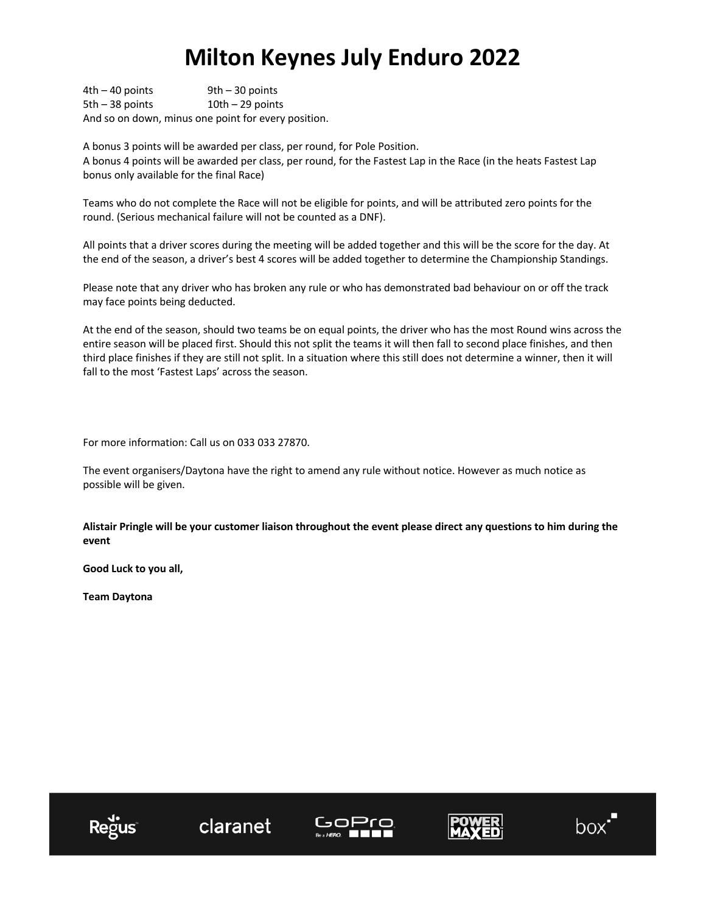# Milton Keynes July Enduro 2022

4th – 40 points 9th – 30 points
5th – 38 points 10th – 29 points
And so on down, minus one point for every position.

A bonus 3 points will be awarded per class, per round, for Pole Position.
A bonus 4 points will be awarded per class, per round, for the Fastest Lap in the Race (in the heats Fastest Lap bonus only available for the final Race)

Teams who do not complete the Race will not be eligible for points, and will be attributed zero points for the round. (Serious mechanical failure will not be counted as a DNF).

All points that a driver scores during the meeting will be added together and this will be the score for the day. At the end of the season, a driver's best 4 scores will be added together to determine the Championship Standings.

Please note that any driver who has broken any rule or who has demonstrated bad behaviour on or off the track may face points being deducted.

At the end of the season, should two teams be on equal points, the driver who has the most Round wins across the entire season will be placed first. Should this not split the teams it will then fall to second place finishes, and then third place finishes if they are still not split. In a situation where this still does not determine a winner, then it will fall to the most 'Fastest Laps' across the season.

For more information: Call us on 033 033 27870.

The event organisers/Daytona have the right to amend any rule without notice. However as much notice as possible will be given.

**Alistair Pringle will be your customer liaison throughout the event please direct any questions to him during the event**

**Good Luck to you all,**

**Team Daytona**